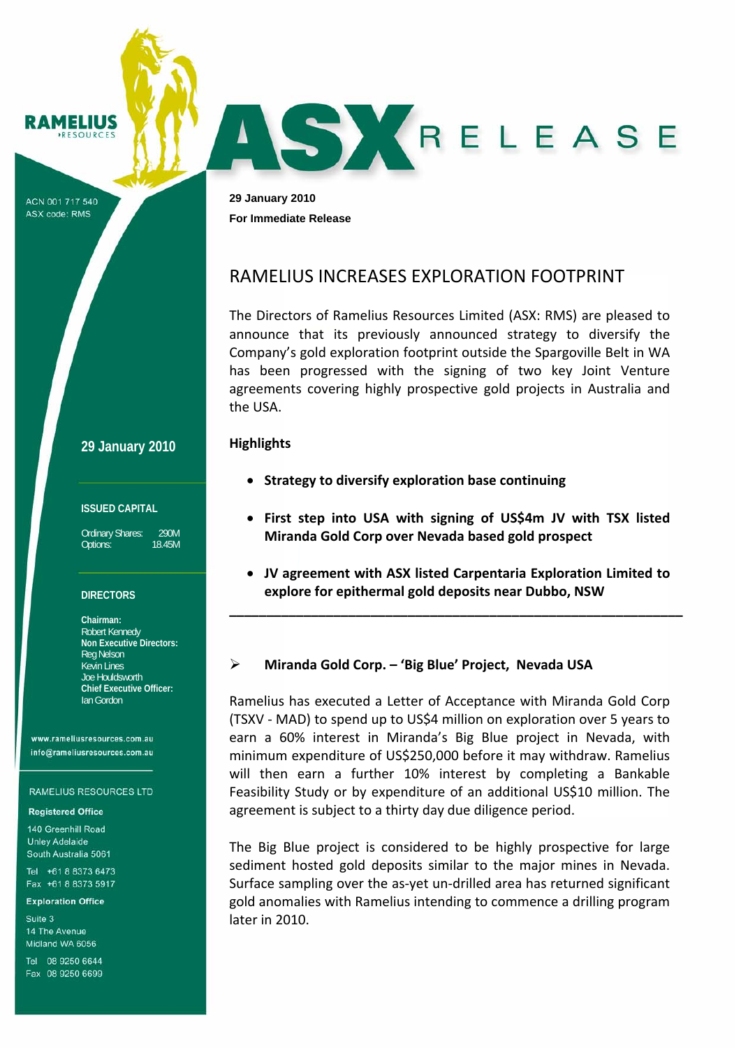RAMELIUS RESOURCES

ACN 001 717 540
ASX code: RMS

# ASX RELEASE

**29 January 2010**
**For Immediate Release**

## RAMELIUS INCREASES EXPLORATION FOOTPRINT

The Directors of Ramelius Resources Limited (ASX: RMS) are pleased to announce that its previously announced strategy to diversify the Company's gold exploration footprint outside the Spargoville Belt in WA has been progressed with the signing of two key Joint Venture agreements covering highly prospective gold projects in Australia and the USA.

**Highlights**

- **Strategy to diversify exploration base continuing**
- **First step into USA with signing of US$4m JV with TSX listed Miranda Gold Corp over Nevada based gold prospect**
- **JV agreement with ASX listed Carpentaria Exploration Limited to explore for epithermal gold deposits near Dubbo, NSW**

---

### ➢ Miranda Gold Corp. – 'Big Blue' Project, Nevada USA

Ramelius has executed a Letter of Acceptance with Miranda Gold Corp (TSXV - MAD) to spend up to US$4 million on exploration over 5 years to earn a 60% interest in Miranda's Big Blue project in Nevada, with minimum expenditure of US$250,000 before it may withdraw. Ramelius will then earn a further 10% interest by completing a Bankable Feasibility Study or by expenditure of an additional US$10 million. The agreement is subject to a thirty day due diligence period.

The Big Blue project is considered to be highly prospective for large sediment hosted gold deposits similar to the major mines in Nevada. Surface sampling over the as-yet un-drilled area has returned significant gold anomalies with Ramelius intending to commence a drilling program later in 2010.

**29 January 2010**

**ISSUED CAPITAL**

Ordinary Shares: 290M
Options: 18.45M

**DIRECTORS**

**Chairman:**
Robert Kennedy
**Non Executive Directors:**
Reg Nelson
Kevin Lines
Joe Houldsworth
**Chief Executive Officer:**
Ian Gordon

www.rameliusresources.com.au
info@rameliusresources.com.au

RAMELIUS RESOURCES LTD

**Registered Office**

140 Greenhill Road
Unley Adelaide
South Australia 5061

Tel +61 8 8373 6473
Fax +61 8 8373 5917

**Exploration Office**

Suite 3
14 The Avenue
Midland WA 6056

Tel 08 9250 6644
Fax 08 9250 6699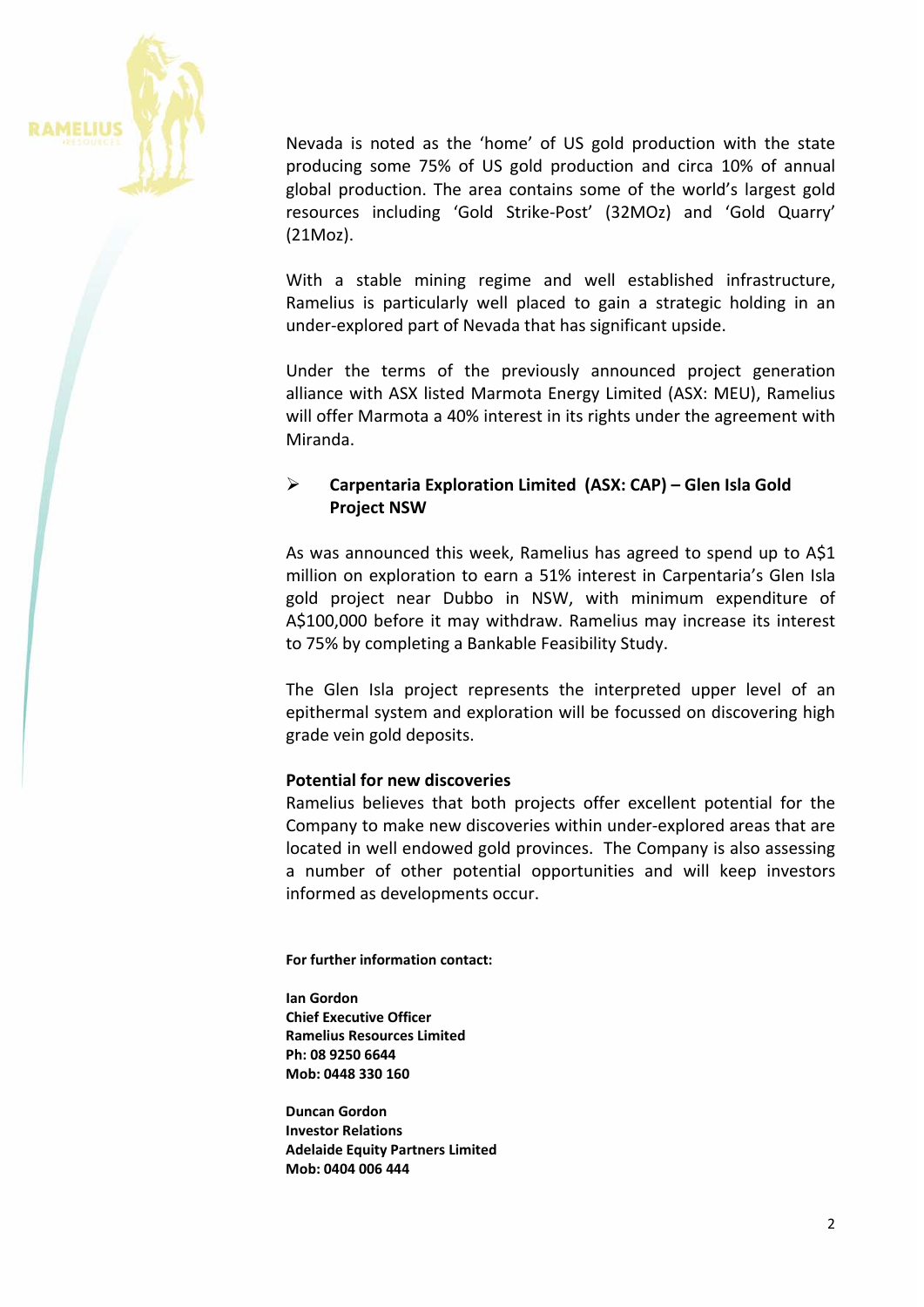Nevada is noted as the 'home' of US gold production with the state producing some 75% of US gold production and circa 10% of annual global production. The area contains some of the world's largest gold resources including 'Gold Strike-Post' (32MOz) and 'Gold Quarry' (21Moz).

With a stable mining regime and well established infrastructure, Ramelius is particularly well placed to gain a strategic holding in an under-explored part of Nevada that has significant upside.

Under the terms of the previously announced project generation alliance with ASX listed Marmota Energy Limited (ASX: MEU), Ramelius will offer Marmota a 40% interest in its rights under the agreement with Miranda.

- **Carpentaria Exploration Limited (ASX: CAP) – Glen Isla Gold Project NSW**

As was announced this week, Ramelius has agreed to spend up to A$1 million on exploration to earn a 51% interest in Carpentaria's Glen Isla gold project near Dubbo in NSW, with minimum expenditure of A$100,000 before it may withdraw. Ramelius may increase its interest to 75% by completing a Bankable Feasibility Study.

The Glen Isla project represents the interpreted upper level of an epithermal system and exploration will be focussed on discovering high grade vein gold deposits.

**Potential for new discoveries**

Ramelius believes that both projects offer excellent potential for the Company to make new discoveries within under-explored areas that are located in well endowed gold provinces. The Company is also assessing a number of other potential opportunities and will keep investors informed as developments occur.

**For further information contact:**

**Ian Gordon**
**Chief Executive Officer**
**Ramelius Resources Limited**
**Ph: 08 9250 6644**
**Mob: 0448 330 160**

**Duncan Gordon**
**Investor Relations**
**Adelaide Equity Partners Limited**
**Mob: 0404 006 444**